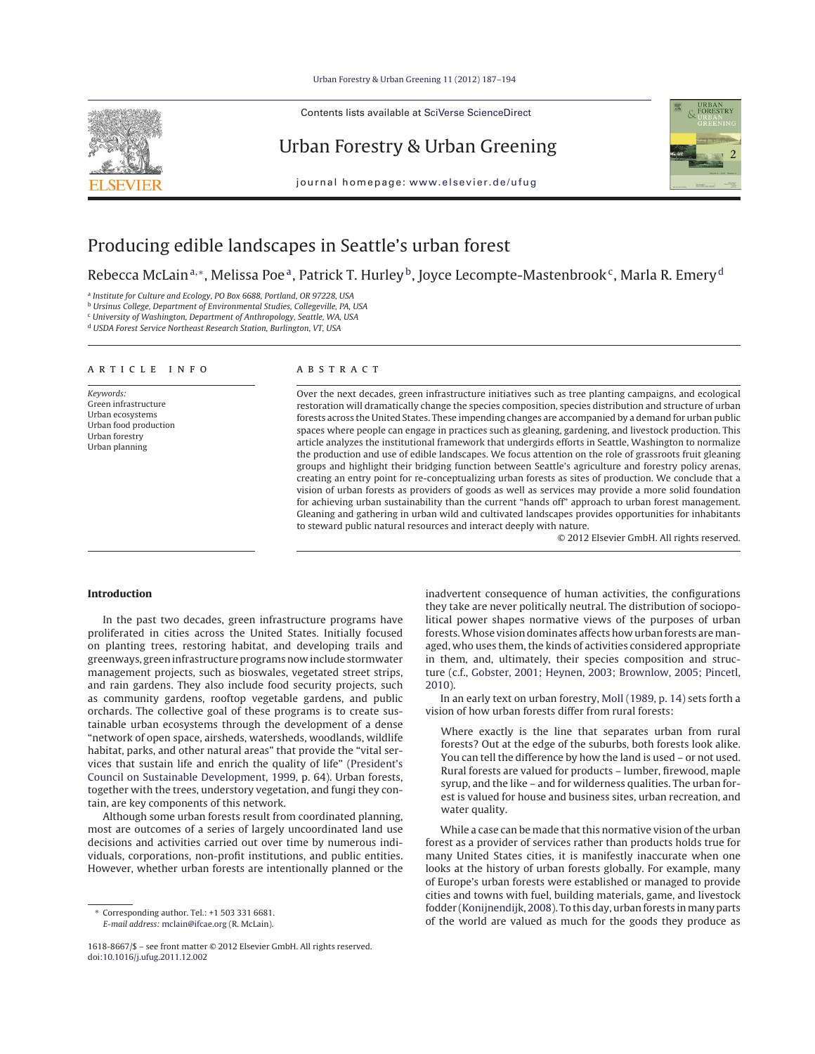# Producing edible landscapes in Seattle's urban forest

Rebecca McLain[a,*], Melissa Poe[a], Patrick T. Hurley[b], Joyce Lecompte-Mastenbrook[c], Marla R. Emery[d]

[a] Institute for Culture and Ecology, PO Box 6688, Portland, OR 97228, USA
[b] Ursinus College, Department of Environmental Studies, Collegeville, PA, USA
[c] University of Washington, Department of Anthropology, Seattle, WA, USA
[d] USDA Forest Service Northeast Research Station, Burlington, VT, USA

**ARTICLE INFO**

*Keywords:*
Green infrastructure
Urban ecosystems
Urban food production
Urban forestry
Urban planning

**ABSTRACT**

Over the next decades, green infrastructure initiatives such as tree planting campaigns, and ecological restoration will dramatically change the species composition, species distribution and structure of urban forests across the United States. These impending changes are accompanied by a demand for urban public spaces where people can engage in practices such as gleaning, gardening, and livestock production. This article analyzes the institutional framework that undergirds efforts in Seattle, Washington to normalize the production and use of edible landscapes. We focus attention on the role of grassroots fruit gleaning groups and highlight their bridging function between Seattle's agriculture and forestry policy arenas, creating an entry point for re-conceptualizing urban forests as sites of production. We conclude that a vision of urban forests as providers of goods as well as services may provide a more solid foundation for achieving urban sustainability than the current "hands off" approach to urban forest management. Gleaning and gathering in urban wild and cultivated landscapes provides opportunities for inhabitants to steward public natural resources and interact deeply with nature.

© 2012 Elsevier GmbH. All rights reserved.

## Introduction

In the past two decades, green infrastructure programs have proliferated in cities across the United States. Initially focused on planting trees, restoring habitat, and developing trails and greenways, green infrastructure programs now include stormwater management projects, such as bioswales, vegetated street strips, and rain gardens. They also include food security projects, such as community gardens, rooftop vegetable gardens, and public orchards. The collective goal of these programs is to create sustainable urban ecosystems through the development of a dense "network of open space, airsheds, watersheds, woodlands, wildlife habitat, parks, and other natural areas" that provide the "vital services that sustain life and enrich the quality of life" (President's Council on Sustainable Development, 1999, p. 64). Urban forests, together with the trees, understory vegetation, and fungi they contain, are key components of this network.

Although some urban forests result from coordinated planning, most are outcomes of a series of largely uncoordinated land use decisions and activities carried out over time by numerous individuals, corporations, non-profit institutions, and public entities. However, whether urban forests are intentionally planned or the inadvertent consequence of human activities, the configurations they take are never politically neutral. The distribution of sociopolitical power shapes normative views of the purposes of urban forests. Whose vision dominates affects how urban forests are managed, who uses them, the kinds of activities considered appropriate in them, and, ultimately, their species composition and structure (c.f., Gobster, 2001; Heynen, 2003; Brownlow, 2005; Pincetl, 2010).

In an early text on urban forestry, Moll (1989, p. 14) sets forth a vision of how urban forests differ from rural forests:

> Where exactly is the line that separates urban from rural forests? Out at the edge of the suburbs, both forests look alike. You can tell the difference by how the land is used – or not used. Rural forests are valued for products – lumber, firewood, maple syrup, and the like – and for wilderness qualities. The urban forest is valued for house and business sites, urban recreation, and water quality.

While a case can be made that this normative vision of the urban forest as a provider of services rather than products holds true for many United States cities, it is manifestly inaccurate when one looks at the history of urban forests globally. For example, many of Europe's urban forests were established or managed to provide cities and towns with fuel, building materials, game, and livestock fodder (Konijnendijk, 2008). To this day, urban forests in many parts of the world are valued as much for the goods they produce as

---

* Corresponding author. Tel.: +1 503 331 6681.
*E-mail address:* mclain@ifcae.org (R. McLain).

1618-8667/$ – see front matter © 2012 Elsevier GmbH. All rights reserved.
doi:10.1016/j.ufug.2011.12.002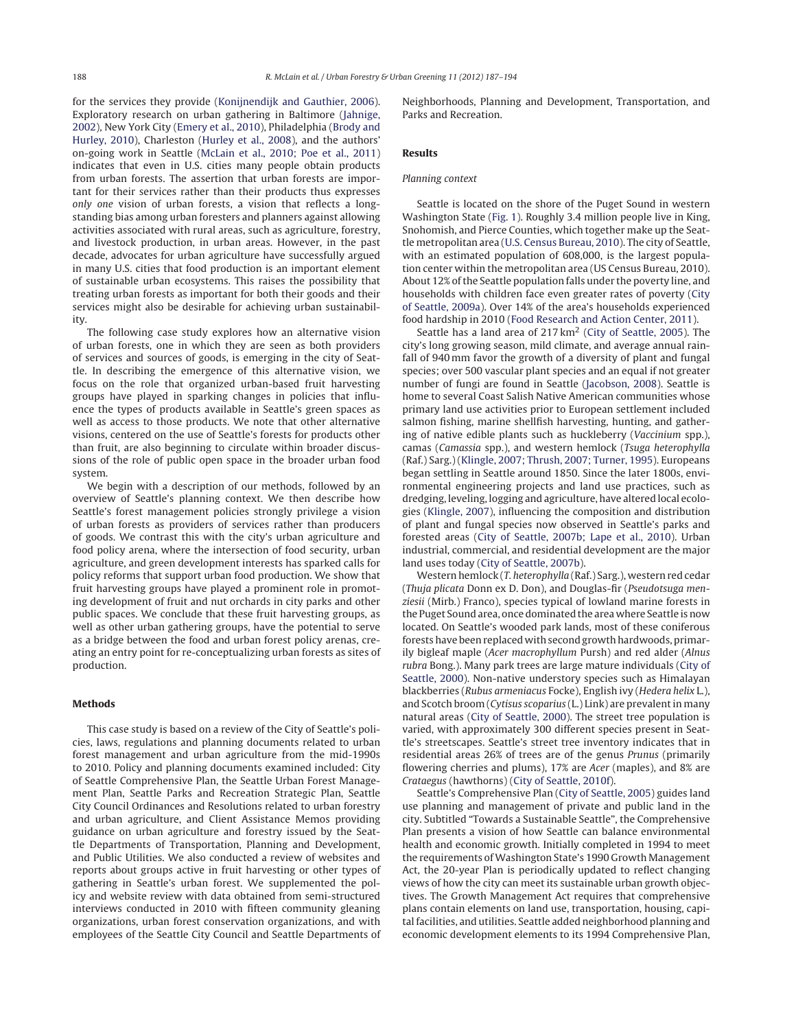for the services they provide (Konijnendijk and Gauthier, 2006). Exploratory research on urban gathering in Baltimore (Jahnige, 2002), New York City (Emery et al., 2010), Philadelphia (Brody and Hurley, 2010), Charleston (Hurley et al., 2008), and the authors' on-going work in Seattle (McLain et al., 2010; Poe et al., 2011) indicates that even in U.S. cities many people obtain products from urban forests. The assertion that urban forests are important for their services rather than their products thus expresses *only one* vision of urban forests, a vision that reflects a long-standing bias among urban foresters and planners against allowing activities associated with rural areas, such as agriculture, forestry, and livestock production, in urban areas. However, in the past decade, advocates for urban agriculture have successfully argued in many U.S. cities that food production is an important element of sustainable urban ecosystems. This raises the possibility that treating urban forests as important for both their goods and their services might also be desirable for achieving urban sustainability.

The following case study explores how an alternative vision of urban forests, one in which they are seen as both providers of services and sources of goods, is emerging in the city of Seattle. In describing the emergence of this alternative vision, we focus on the role that organized urban-based fruit harvesting groups have played in sparking changes in policies that influence the types of products available in Seattle's green spaces as well as access to those products. We note that other alternative visions, centered on the use of Seattle's forests for products other than fruit, are also beginning to circulate within broader discussions of the role of public open space in the broader urban food system.

We begin with a description of our methods, followed by an overview of Seattle's planning context. We then describe how Seattle's forest management policies strongly privilege a vision of urban forests as providers of services rather than producers of goods. We contrast this with the city's urban agriculture and food policy arena, where the intersection of food security, urban agriculture, and green development interests has sparked calls for policy reforms that support urban food production. We show that fruit harvesting groups have played a prominent role in promoting development of fruit and nut orchards in city parks and other public spaces. We conclude that these fruit harvesting groups, as well as other urban gathering groups, have the potential to serve as a bridge between the food and urban forest policy arenas, creating an entry point for re-conceptualizing urban forests as sites of production.

## Methods

This case study is based on a review of the City of Seattle's policies, laws, regulations and planning documents related to urban forest management and urban agriculture from the mid-1990s to 2010. Policy and planning documents examined included: City of Seattle Comprehensive Plan, the Seattle Urban Forest Management Plan, Seattle Parks and Recreation Strategic Plan, Seattle City Council Ordinances and Resolutions related to urban forestry and urban agriculture, and Client Assistance Memos providing guidance on urban agriculture and forestry issued by the Seattle Departments of Transportation, Planning and Development, and Public Utilities. We also conducted a review of websites and reports about groups active in fruit harvesting or other types of gathering in Seattle's urban forest. We supplemented the policy and website review with data obtained from semi-structured interviews conducted in 2010 with fifteen community gleaning organizations, urban forest conservation organizations, and with employees of the Seattle City Council and Seattle Departments of Neighborhoods, Planning and Development, Transportation, and Parks and Recreation.

## Results

### *Planning context*

Seattle is located on the shore of the Puget Sound in western Washington State (Fig. 1). Roughly 3.4 million people live in King, Snohomish, and Pierce Counties, which together make up the Seattle metropolitan area (U.S. Census Bureau, 2010). The city of Seattle, with an estimated population of 608,000, is the largest population center within the metropolitan area (US Census Bureau, 2010). About 12% of the Seattle population falls under the poverty line, and households with children face even greater rates of poverty (City of Seattle, 2009a). Over 14% of the area's households experienced food hardship in 2010 (Food Research and Action Center, 2011).

Seattle has a land area of 217 km$^2$ (City of Seattle, 2005). The city's long growing season, mild climate, and average annual rainfall of 940 mm favor the growth of a diversity of plant and fungal species; over 500 vascular plant species and an equal if not greater number of fungi are found in Seattle (Jacobson, 2008). Seattle is home to several Coast Salish Native American communities whose primary land use activities prior to European settlement included salmon fishing, marine shellfish harvesting, hunting, and gathering of native edible plants such as huckleberry (*Vaccinium* spp.), camas (*Camassia* spp.), and western hemlock (*Tsuga heterophylla* (Raf.) Sarg.) (Klingle, 2007; Thrush, 2007; Turner, 1995). Europeans began settling in Seattle around 1850. Since the later 1800s, environmental engineering projects and land use practices, such as dredging, leveling, logging and agriculture, have altered local ecologies (Klingle, 2007), influencing the composition and distribution of plant and fungal species now observed in Seattle's parks and forested areas (City of Seattle, 2007b; Lape et al., 2010). Urban industrial, commercial, and residential development are the major land uses today (City of Seattle, 2007b).

Western hemlock (*T. heterophylla* (Raf.) Sarg.), western red cedar (*Thuja plicata* Donn ex D. Don), and Douglas-fir (*Pseudotsuga menziesii* (Mirb.) Franco), species typical of lowland marine forests in the Puget Sound area, once dominated the area where Seattle is now located. On Seattle's wooded park lands, most of these coniferous forests have been replaced with second growth hardwoods, primarily bigleaf maple (*Acer macrophyllum* Pursh) and red alder (*Alnus rubra* Bong.). Many park trees are large mature individuals (City of Seattle, 2000). Non-native understory species such as Himalayan blackberries (*Rubus armeniacus* Focke), English ivy (*Hedera helix* L.), and Scotch broom (*Cytisus scoparius* (L.) Link) are prevalent in many natural areas (City of Seattle, 2000). The street tree population is varied, with approximately 300 different species present in Seattle's streetscapes. Seattle's street tree inventory indicates that in residential areas 26% of trees are of the genus *Prunus* (primarily flowering cherries and plums), 17% are *Acer* (maples), and 8% are *Crataegus* (hawthorns) (City of Seattle, 2010f).

Seattle's Comprehensive Plan (City of Seattle, 2005) guides land use planning and management of private and public land in the city. Subtitled "Towards a Sustainable Seattle", the Comprehensive Plan presents a vision of how Seattle can balance environmental health and economic growth. Initially completed in 1994 to meet the requirements of Washington State's 1990 Growth Management Act, the 20-year Plan is periodically updated to reflect changing views of how the city can meet its sustainable urban growth objectives. The Growth Management Act requires that comprehensive plans contain elements on land use, transportation, housing, capital facilities, and utilities. Seattle added neighborhood planning and economic development elements to its 1994 Comprehensive Plan,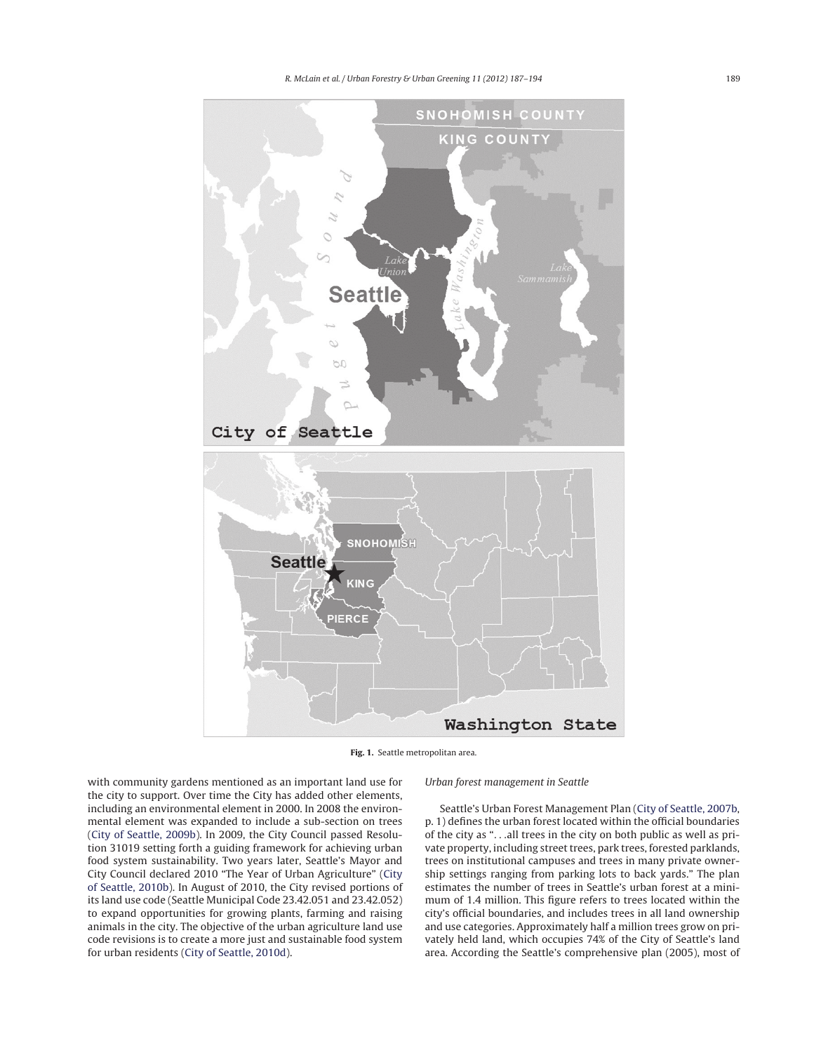Fig. 1. Seattle metropolitan area.

with community gardens mentioned as an important land use for the city to support. Over time the City has added other elements, including an environmental element in 2000. In 2008 the environmental element was expanded to include a sub-section on trees (City of Seattle, 2009b). In 2009, the City Council passed Resolution 31019 setting forth a guiding framework for achieving urban food system sustainability. Two years later, Seattle's Mayor and City Council declared 2010 "The Year of Urban Agriculture" (City of Seattle, 2010b). In August of 2010, the City revised portions of its land use code (Seattle Municipal Code 23.42.051 and 23.42.052) to expand opportunities for growing plants, farming and raising animals in the city. The objective of the urban agriculture land use code revisions is to create a more just and sustainable food system for urban residents (City of Seattle, 2010d).

*Urban forest management in Seattle*

Seattle's Urban Forest Management Plan (City of Seattle, 2007b, p. 1) defines the urban forest located within the official boundaries of the city as "...all trees in the city on both public as well as private property, including street trees, park trees, forested parklands, trees on institutional campuses and trees in many private ownership settings ranging from parking lots to back yards." The plan estimates the number of trees in Seattle's urban forest at a minimum of 1.4 million. This figure refers to trees located within the city's official boundaries, and includes trees in all land ownership and use categories. Approximately half a million trees grow on privately held land, which occupies 74% of the City of Seattle's land area. According the Seattle's comprehensive plan (2005), most of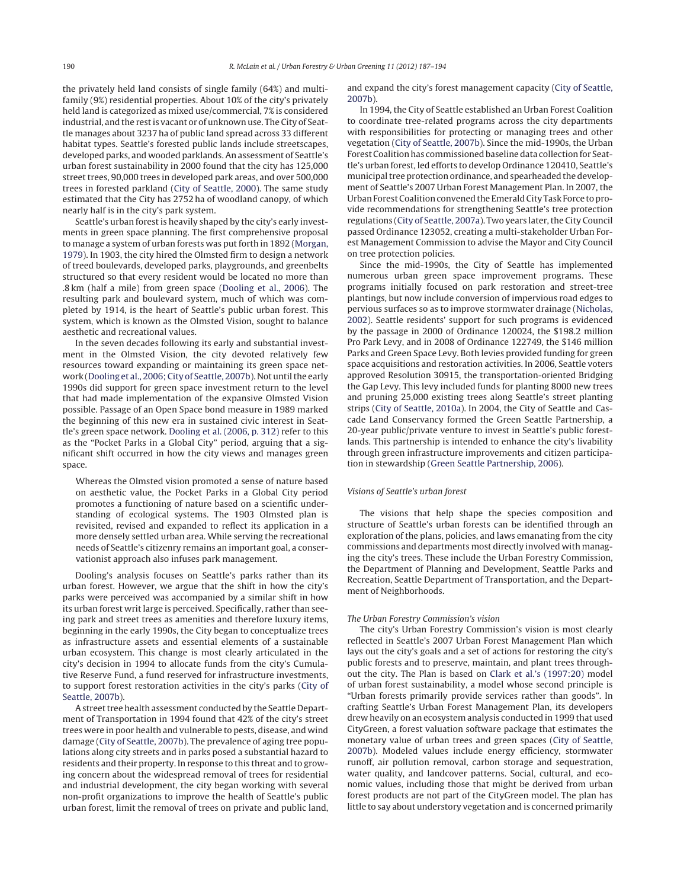the privately held land consists of single family (64%) and multi-family (9%) residential properties. About 10% of the city's privately held land is categorized as mixed use/commercial, 7% is considered industrial, and the rest is vacant or of unknown use. The City of Seattle manages about 3237 ha of public land spread across 33 different habitat types. Seattle's forested public lands include streetscapes, developed parks, and wooded parklands. An assessment of Seattle's urban forest sustainability in 2000 found that the city has 125,000 street trees, 90,000 trees in developed park areas, and over 500,000 trees in forested parkland (City of Seattle, 2000). The same study estimated that the City has 2752 ha of woodland canopy, of which nearly half is in the city's park system.

Seattle's urban forest is heavily shaped by the city's early investments in green space planning. The first comprehensive proposal to manage a system of urban forests was put forth in 1892 (Morgan, 1979). In 1903, the city hired the Olmsted firm to design a network of treed boulevards, developed parks, playgrounds, and greenbelts structured so that every resident would be located no more than .8 km (half a mile) from green space (Dooling et al., 2006). The resulting park and boulevard system, much of which was completed by 1914, is the heart of Seattle's public urban forest. This system, which is known as the Olmsted Vision, sought to balance aesthetic and recreational values.

In the seven decades following its early and substantial investment in the Olmsted Vision, the city devoted relatively few resources toward expanding or maintaining its green space network (Dooling et al., 2006; City of Seattle, 2007b). Not until the early 1990s did support for green space investment return to the level that had made implementation of the expansive Olmsted Vision possible. Passage of an Open Space bond measure in 1989 marked the beginning of this new era in sustained civic interest in Seattle's green space network. Dooling et al. (2006, p. 312) refer to this as the "Pocket Parks in a Global City" period, arguing that a significant shift occurred in how the city views and manages green space.

> Whereas the Olmsted vision promoted a sense of nature based on aesthetic value, the Pocket Parks in a Global City period promotes a functioning of nature based on a scientific understanding of ecological systems. The 1903 Olmsted plan is revisited, revised and expanded to reflect its application in a more densely settled urban area. While serving the recreational needs of Seattle's citizenry remains an important goal, a conservationist approach also infuses park management.

Dooling's analysis focuses on Seattle's parks rather than its urban forest. However, we argue that the shift in how the city's parks were perceived was accompanied by a similar shift in how its urban forest writ large is perceived. Specifically, rather than seeing park and street trees as amenities and therefore luxury items, beginning in the early 1990s, the City began to conceptualize trees as infrastructure assets and essential elements of a sustainable urban ecosystem. This change is most clearly articulated in the city's decision in 1994 to allocate funds from the city's Cumulative Reserve Fund, a fund reserved for infrastructure investments, to support forest restoration activities in the city's parks (City of Seattle, 2007b).

A street tree health assessment conducted by the Seattle Department of Transportation in 1994 found that 42% of the city's street trees were in poor health and vulnerable to pests, disease, and wind damage (City of Seattle, 2007b). The prevalence of aging tree populations along city streets and in parks posed a substantial hazard to residents and their property. In response to this threat and to growing concern about the widespread removal of trees for residential and industrial development, the city began working with several non-profit organizations to improve the health of Seattle's public urban forest, limit the removal of trees on private and public land, and expand the city's forest management capacity (City of Seattle, 2007b).

In 1994, the City of Seattle established an Urban Forest Coalition to coordinate tree-related programs across the city departments with responsibilities for protecting or managing trees and other vegetation (City of Seattle, 2007b). Since the mid-1990s, the Urban Forest Coalition has commissioned baseline data collection for Seattle's urban forest, led efforts to develop Ordinance 120410, Seattle's municipal tree protection ordinance, and spearheaded the development of Seattle's 2007 Urban Forest Management Plan. In 2007, the Urban Forest Coalition convened the Emerald City Task Force to provide recommendations for strengthening Seattle's tree protection regulations (City of Seattle, 2007a). Two years later, the City Council passed Ordinance 123052, creating a multi-stakeholder Urban Forest Management Commission to advise the Mayor and City Council on tree protection policies.

Since the mid-1990s, the City of Seattle has implemented numerous urban green space improvement programs. These programs initially focused on park restoration and street-tree plantings, but now include conversion of impervious road edges to pervious surfaces so as to improve stormwater drainage (Nicholas, 2002). Seattle residents' support for such programs is evidenced by the passage in 2000 of Ordinance 120024, the $198.2 million Pro Park Levy, and in 2008 of Ordinance 122749, the $146 million Parks and Green Space Levy. Both levies provided funding for green space acquisitions and restoration activities. In 2006, Seattle voters approved Resolution 30915, the transportation-oriented Bridging the Gap Levy. This levy included funds for planting 8000 new trees and pruning 25,000 existing trees along Seattle's street planting strips (City of Seattle, 2010a). In 2004, the City of Seattle and Cascade Land Conservancy formed the Green Seattle Partnership, a 20-year public/private venture to invest in Seattle's public forestlands. This partnership is intended to enhance the city's livability through green infrastructure improvements and citizen participation in stewardship (Green Seattle Partnership, 2006).

### *Visions of Seattle's urban forest*

The visions that help shape the species composition and structure of Seattle's urban forests can be identified through an exploration of the plans, policies, and laws emanating from the city commissions and departments most directly involved with managing the city's trees. These include the Urban Forestry Commission, the Department of Planning and Development, Seattle Parks and Recreation, Seattle Department of Transportation, and the Department of Neighborhoods.

#### *The Urban Forestry Commission's vision*

The city's Urban Forestry Commission's vision is most clearly reflected in Seattle's 2007 Urban Forest Management Plan which lays out the city's goals and a set of actions for restoring the city's public forests and to preserve, maintain, and plant trees throughout the city. The Plan is based on Clark et al.'s (1997:20) model of urban forest sustainability, a model whose second principle is "Urban forests primarily provide services rather than goods". In crafting Seattle's Urban Forest Management Plan, its developers drew heavily on an ecosystem analysis conducted in 1999 that used CityGreen, a forest valuation software package that estimates the monetary value of urban trees and green spaces (City of Seattle, 2007b). Modeled values include energy efficiency, stormwater runoff, air pollution removal, carbon storage and sequestration, water quality, and landcover patterns. Social, cultural, and economic values, including those that might be derived from urban forest products are not part of the CityGreen model. The plan has little to say about understory vegetation and is concerned primarily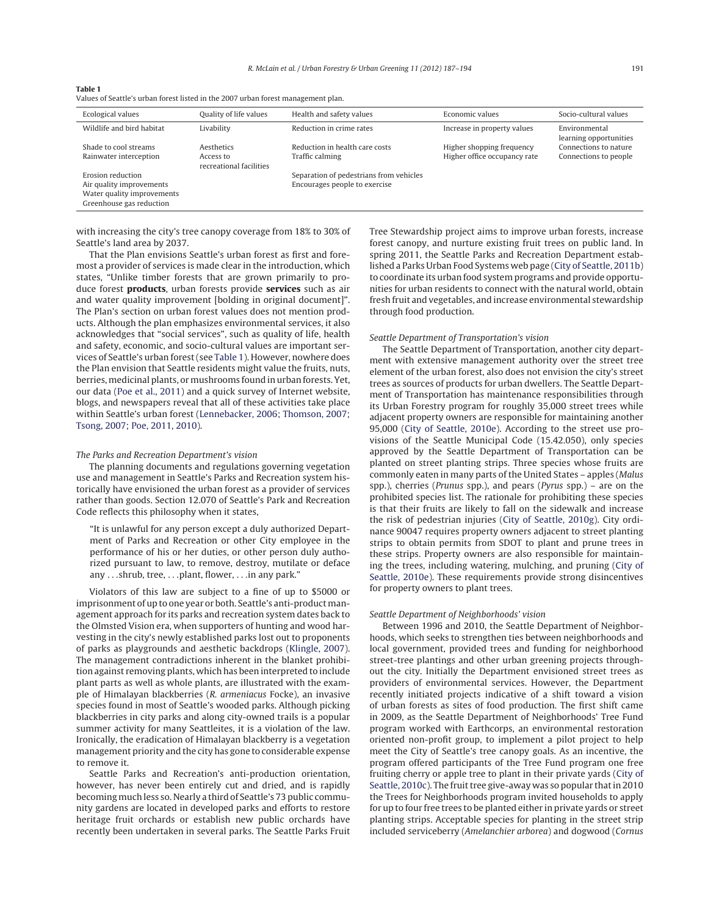**Table 1**
Values of Seattle's urban forest listed in the 2007 urban forest management plan.

| Ecological values | Quality of life values | Health and safety values | Economic values | Socio-cultural values |
|---|---|---|---|---|
| Wildlife and bird habitat | Livability | Reduction in crime rates | Increase in property values | Environmental learning opportunities |
| Shade to cool streams | Aesthetics | Reduction in health care costs | Higher shopping frequency | Connections to nature |
| Rainwater interception | Access to recreational facilities | Traffic calming | Higher office occupancy rate | Connections to people |
| Erosion reduction | | Separation of pedestrians from vehicles | | |
| Air quality improvements | | Encourages people to exercise | | |
| Water quality improvements | | | | |
| Greenhouse gas reduction | | | | |

with increasing the city's tree canopy coverage from 18% to 30% of Seattle's land area by 2037.

That the Plan envisions Seattle's urban forest as first and foremost a provider of services is made clear in the introduction, which states, "Unlike timber forests that are grown primarily to produce forest **products**, urban forests provide **services** such as air and water quality improvement [bolding in original document]". The Plan's section on urban forest values does not mention products. Although the plan emphasizes environmental services, it also acknowledges that "social services", such as quality of life, health and safety, economic, and socio-cultural values are important services of Seattle's urban forest (see Table 1). However, nowhere does the Plan envision that Seattle residents might value the fruits, nuts, berries, medicinal plants, or mushrooms found in urban forests. Yet, our data (Poe et al., 2011) and a quick survey of Internet website, blogs, and newspapers reveal that all of these activities take place within Seattle's urban forest (Lennebacker, 2006; Thomson, 2007; Tsong, 2007; Poe, 2011, 2010).

### The Parks and Recreation Department's vision

The planning documents and regulations governing vegetation use and management in Seattle's Parks and Recreation system historically have envisioned the urban forest as a provider of services rather than goods. Section 12.070 of Seattle's Park and Recreation Code reflects this philosophy when it states,

> "It is unlawful for any person except a duly authorized Department of Parks and Recreation or other City employee in the performance of his or her duties, or other person duly authorized pursuant to law, to remove, destroy, mutilate or deface any . . .shrub, tree, . . .plant, flower, . . .in any park."

Violators of this law are subject to a fine of up to $5000 or imprisonment of up to one year or both. Seattle's anti-product management approach for its parks and recreation system dates back to the Olmsted Vision era, when supporters of hunting and wood harvesting in the city's newly established parks lost out to proponents of parks as playgrounds and aesthetic backdrops (Klingle, 2007). The management contradictions inherent in the blanket prohibition against removing plants, which has been interpreted to include plant parts as well as whole plants, are illustrated with the example of Himalayan blackberries (*R. armeniacus* Focke), an invasive species found in most of Seattle's wooded parks. Although picking blackberries in city parks and along city-owned trails is a popular summer activity for many Seattleites, it is a violation of the law. Ironically, the eradication of Himalayan blackberry is a vegetation management priority and the city has gone to considerable expense to remove it.

Seattle Parks and Recreation's anti-production orientation, however, has never been entirely cut and dried, and is rapidly becoming much less so. Nearly a third of Seattle's 73 public community gardens are located in developed parks and efforts to restore heritage fruit orchards or establish new public orchards have recently been undertaken in several parks. The Seattle Parks Fruit Tree Stewardship project aims to improve urban forests, increase forest canopy, and nurture existing fruit trees on public land. In spring 2011, the Seattle Parks and Recreation Department established a Parks Urban Food Systems web page (City of Seattle, 2011b) to coordinate its urban food system programs and provide opportunities for urban residents to connect with the natural world, obtain fresh fruit and vegetables, and increase environmental stewardship through food production.

### Seattle Department of Transportation's vision

The Seattle Department of Transportation, another city department with extensive management authority over the street tree element of the urban forest, also does not envision the city's street trees as sources of products for urban dwellers. The Seattle Department of Transportation has maintenance responsibilities through its Urban Forestry program for roughly 35,000 street trees while adjacent property owners are responsible for maintaining another 95,000 (City of Seattle, 2010e). According to the street use provisions of the Seattle Municipal Code (15.42.050), only species approved by the Seattle Department of Transportation can be planted on street planting strips. Three species whose fruits are commonly eaten in many parts of the United States – apples (*Malus* spp.), cherries (*Prunus* spp.), and pears (*Pyrus* spp.) – are on the prohibited species list. The rationale for prohibiting these species is that their fruits are likely to fall on the sidewalk and increase the risk of pedestrian injuries (City of Seattle, 2010g). City ordinance 90047 requires property owners adjacent to street planting strips to obtain permits from SDOT to plant and prune trees in these strips. Property owners are also responsible for maintaining the trees, including watering, mulching, and pruning (City of Seattle, 2010e). These requirements provide strong disincentives for property owners to plant trees.

### Seattle Department of Neighborhoods' vision

Between 1996 and 2010, the Seattle Department of Neighborhoods, which seeks to strengthen ties between neighborhoods and local government, provided trees and funding for neighborhood street-tree plantings and other urban greening projects throughout the city. Initially the Department envisioned street trees as providers of environmental services. However, the Department recently initiated projects indicative of a shift toward a vision of urban forests as sites of food production. The first shift came in 2009, as the Seattle Department of Neighborhoods' Tree Fund program worked with Earthcorps, an environmental restoration oriented non-profit group, to implement a pilot project to help meet the City of Seattle's tree canopy goals. As an incentive, the program offered participants of the Tree Fund program one free fruiting cherry or apple tree to plant in their private yards (City of Seattle, 2010c). The fruit tree give-away was so popular that in 2010 the Trees for Neighborhoods program invited households to apply for up to four free trees to be planted either in private yards or street planting strips. Acceptable species for planting in the street strip included serviceberry (*Amelanchier arborea*) and dogwood (*Cornus*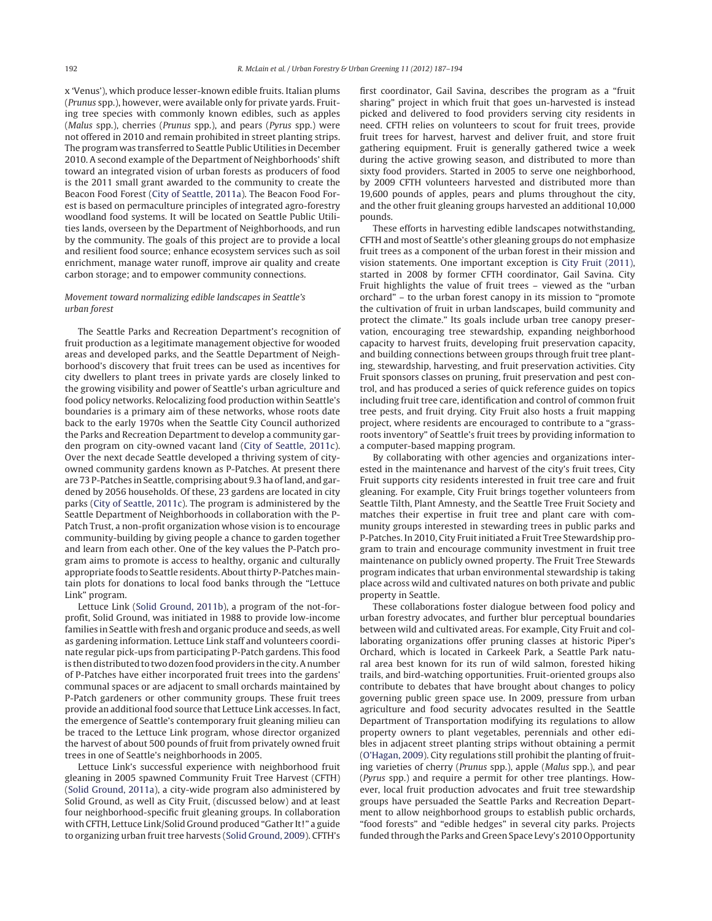x 'Venus'), which produce lesser-known edible fruits. Italian plums (*Prunus* spp.), however, were available only for private yards. Fruiting tree species with commonly known edibles, such as apples (*Malus* spp.), cherries (*Prunus* spp.), and pears (*Pyrus* spp.) were not offered in 2010 and remain prohibited in street planting strips. The program was transferred to Seattle Public Utilities in December 2010. A second example of the Department of Neighborhoods' shift toward an integrated vision of urban forests as producers of food is the 2011 small grant awarded to the community to create the Beacon Food Forest (City of Seattle, 2011a). The Beacon Food Forest is based on permaculture principles of integrated agro-forestry woodland food systems. It will be located on Seattle Public Utilities lands, overseen by the Department of Neighborhoods, and run by the community. The goals of this project are to provide a local and resilient food source; enhance ecosystem services such as soil enrichment, manage water runoff, improve air quality and create carbon storage; and to empower community connections.

### *Movement toward normalizing edible landscapes in Seattle's urban forest*

The Seattle Parks and Recreation Department's recognition of fruit production as a legitimate management objective for wooded areas and developed parks, and the Seattle Department of Neighborhood's discovery that fruit trees can be used as incentives for city dwellers to plant trees in private yards are closely linked to the growing visibility and power of Seattle's urban agriculture and food policy networks. Relocalizing food production within Seattle's boundaries is a primary aim of these networks, whose roots date back to the early 1970s when the Seattle City Council authorized the Parks and Recreation Department to develop a community garden program on city-owned vacant land (City of Seattle, 2011c). Over the next decade Seattle developed a thriving system of city-owned community gardens known as P-Patches. At present there are 73 P-Patches in Seattle, comprising about 9.3 ha of land, and gardened by 2056 households. Of these, 23 gardens are located in city parks (City of Seattle, 2011c). The program is administered by the Seattle Department of Neighborhoods in collaboration with the P-Patch Trust, a non-profit organization whose vision is to encourage community-building by giving people a chance to garden together and learn from each other. One of the key values the P-Patch program aims to promote is access to healthy, organic and culturally appropriate foods to Seattle residents. About thirty P-Patches maintain plots for donations to local food banks through the "Lettuce Link" program.

Lettuce Link (Solid Ground, 2011b), a program of the not-for-profit, Solid Ground, was initiated in 1988 to provide low-income families in Seattle with fresh and organic produce and seeds, as well as gardening information. Lettuce Link staff and volunteers coordinate regular pick-ups from participating P-Patch gardens. This food is then distributed to two dozen food providers in the city. A number of P-Patches have either incorporated fruit trees into the gardens' communal spaces or are adjacent to small orchards maintained by P-Patch gardeners or other community groups. These fruit trees provide an additional food source that Lettuce Link accesses. In fact, the emergence of Seattle's contemporary fruit gleaning milieu can be traced to the Lettuce Link program, whose director organized the harvest of about 500 pounds of fruit from privately owned fruit trees in one of Seattle's neighborhoods in 2005.

Lettuce Link's successful experience with neighborhood fruit gleaning in 2005 spawned Community Fruit Tree Harvest (CFTH) (Solid Ground, 2011a), a city-wide program also administered by Solid Ground, as well as City Fruit, (discussed below) and at least four neighborhood-specific fruit gleaning groups. In collaboration with CFTH, Lettuce Link/Solid Ground produced "Gather It!" a guide to organizing urban fruit tree harvests (Solid Ground, 2009). CFTH's first coordinator, Gail Savina, describes the program as a "fruit sharing" project in which fruit that goes un-harvested is instead picked and delivered to food providers serving city residents in need. CFTH relies on volunteers to scout for fruit trees, provide fruit trees for harvest, harvest and deliver fruit, and store fruit gathering equipment. Fruit is generally gathered twice a week during the active growing season, and distributed to more than sixty food providers. Started in 2005 to serve one neighborhood, by 2009 CFTH volunteers harvested and distributed more than 19,600 pounds of apples, pears and plums throughout the city, and the other fruit gleaning groups harvested an additional 10,000 pounds.

These efforts in harvesting edible landscapes notwithstanding, CFTH and most of Seattle's other gleaning groups do not emphasize fruit trees as a component of the urban forest in their mission and vision statements. One important exception is City Fruit (2011), started in 2008 by former CFTH coordinator, Gail Savina. City Fruit highlights the value of fruit trees – viewed as the "urban orchard" – to the urban forest canopy in its mission to "promote the cultivation of fruit in urban landscapes, build community and protect the climate." Its goals include urban tree canopy preservation, encouraging tree stewardship, expanding neighborhood capacity to harvest fruits, developing fruit preservation capacity, and building connections between groups through fruit tree planting, stewardship, harvesting, and fruit preservation activities. City Fruit sponsors classes on pruning, fruit preservation and pest control, and has produced a series of quick reference guides on topics including fruit tree care, identification and control of common fruit tree pests, and fruit drying. City Fruit also hosts a fruit mapping project, where residents are encouraged to contribute to a "grassroots inventory" of Seattle's fruit trees by providing information to a computer-based mapping program.

By collaborating with other agencies and organizations interested in the maintenance and harvest of the city's fruit trees, City Fruit supports city residents interested in fruit tree care and fruit gleaning. For example, City Fruit brings together volunteers from Seattle Tilth, Plant Amnesty, and the Seattle Tree Fruit Society and matches their expertise in fruit tree and plant care with community groups interested in stewarding trees in public parks and P-Patches. In 2010, City Fruit initiated a Fruit Tree Stewardship program to train and encourage community investment in fruit tree maintenance on publicly owned property. The Fruit Tree Stewards program indicates that urban environmental stewardship is taking place across wild and cultivated natures on both private and public property in Seattle.

These collaborations foster dialogue between food policy and urban forestry advocates, and further blur perceptual boundaries between wild and cultivated areas. For example, City Fruit and collaborating organizations offer pruning classes at historic Piper's Orchard, which is located in Carkeek Park, a Seattle Park natural area best known for its run of wild salmon, forested hiking trails, and bird-watching opportunities. Fruit-oriented groups also contribute to debates that have brought about changes to policy governing public green space use. In 2009, pressure from urban agriculture and food security advocates resulted in the Seattle Department of Transportation modifying its regulations to allow property owners to plant vegetables, perennials and other edibles in adjacent street planting strips without obtaining a permit (O'Hagan, 2009). City regulations still prohibit the planting of fruiting varieties of cherry (*Prunus* spp.), apple (*Malus* spp.), and pear (*Pyrus* spp.) and require a permit for other tree plantings. However, local fruit production advocates and fruit tree stewardship groups have persuaded the Seattle Parks and Recreation Department to allow neighborhood groups to establish public orchards, "food forests" and "edible hedges" in several city parks. Projects funded through the Parks and Green Space Levy's 2010 Opportunity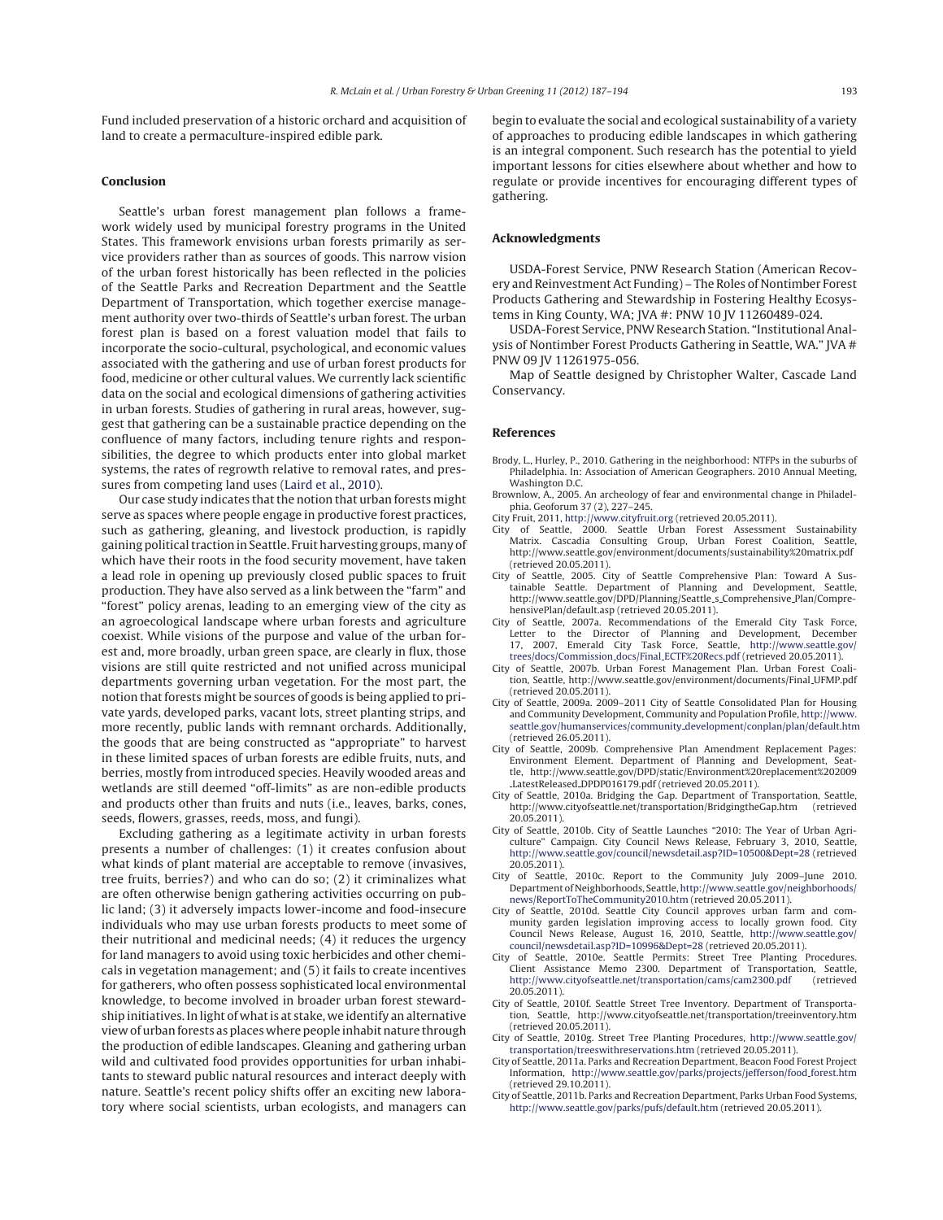Fund included preservation of a historic orchard and acquisition of land to create a permaculture-inspired edible park.

## Conclusion

Seattle's urban forest management plan follows a framework widely used by municipal forestry programs in the United States. This framework envisions urban forests primarily as service providers rather than as sources of goods. This narrow vision of the urban forest historically has been reflected in the policies of the Seattle Parks and Recreation Department and the Seattle Department of Transportation, which together exercise management authority over two-thirds of Seattle's urban forest. The urban forest plan is based on a forest valuation model that fails to incorporate the socio-cultural, psychological, and economic values associated with the gathering and use of urban forest products for food, medicine or other cultural values. We currently lack scientific data on the social and ecological dimensions of gathering activities in urban forests. Studies of gathering in rural areas, however, suggest that gathering can be a sustainable practice depending on the confluence of many factors, including tenure rights and responsibilities, the degree to which products enter into global market systems, the rates of regrowth relative to removal rates, and pressures from competing land uses (Laird et al., 2010).

Our case study indicates that the notion that urban forests might serve as spaces where people engage in productive forest practices, such as gathering, gleaning, and livestock production, is rapidly gaining political traction in Seattle. Fruit harvesting groups, many of which have their roots in the food security movement, have taken a lead role in opening up previously closed public spaces to fruit production. They have also served as a link between the "farm" and "forest" policy arenas, leading to an emerging view of the city as an agroecological landscape where urban forests and agriculture coexist. While visions of the purpose and value of the urban forest and, more broadly, urban green space, are clearly in flux, those visions are still quite restricted and not unified across municipal departments governing urban vegetation. For the most part, the notion that forests might be sources of goods is being applied to private yards, developed parks, vacant lots, street planting strips, and more recently, public lands with remnant orchards. Additionally, the goods that are being constructed as "appropriate" to harvest in these limited spaces of urban forests are edible fruits, nuts, and berries, mostly from introduced species. Heavily wooded areas and wetlands are still deemed "off-limits" as are non-edible products and products other than fruits and nuts (i.e., leaves, barks, cones, seeds, flowers, grasses, reeds, moss, and fungi).

Excluding gathering as a legitimate activity in urban forests presents a number of challenges: (1) it creates confusion about what kinds of plant material are acceptable to remove (invasives, tree fruits, berries?) and who can do so; (2) it criminalizes what are often otherwise benign gathering activities occurring on public land; (3) it adversely impacts lower-income and food-insecure individuals who may use urban forests products to meet some of their nutritional and medicinal needs; (4) it reduces the urgency for land managers to avoid using toxic herbicides and other chemicals in vegetation management; and (5) it fails to create incentives for gatherers, who often possess sophisticated local environmental knowledge, to become involved in broader urban forest stewardship initiatives. In light of what is at stake, we identify an alternative view of urban forests as places where people inhabit nature through the production of edible landscapes. Gleaning and gathering urban wild and cultivated food provides opportunities for urban inhabitants to steward public natural resources and interact deeply with nature. Seattle's recent policy shifts offer an exciting new laboratory where social scientists, urban ecologists, and managers can begin to evaluate the social and ecological sustainability of a variety of approaches to producing edible landscapes in which gathering is an integral component. Such research has the potential to yield important lessons for cities elsewhere about whether and how to regulate or provide incentives for encouraging different types of gathering.

## Acknowledgments

USDA-Forest Service, PNW Research Station (American Recovery and Reinvestment Act Funding) – The Roles of Nontimber Forest Products Gathering and Stewardship in Fostering Healthy Ecosystems in King County, WA; JVA #: PNW 10 JV 11260489-024.

USDA-Forest Service, PNW Research Station. "Institutional Analysis of Nontimber Forest Products Gathering in Seattle, WA." JVA # PNW 09 JV 11261975-056.

Map of Seattle designed by Christopher Walter, Cascade Land Conservancy.

## References

Brody, L., Hurley, P., 2010. Gathering in the neighborhood: NTFPs in the suburbs of Philadelphia. In: Association of American Geographers. 2010 Annual Meeting, Washington D.C.

Brownlow, A., 2005. An archeology of fear and environmental change in Philadelphia. Geoforum 37 (2), 227–245.

City Fruit, 2011, http://www.cityfruit.org (retrieved 20.05.2011).

City of Seattle, 2000. Seattle Urban Forest Assessment Sustainability Matrix. Cascadia Consulting Group, Urban Forest Coalition, Seattle, http://www.seattle.gov/environment/documents/sustainability%20matrix.pdf (retrieved 20.05.2011).

City of Seattle, 2005. City of Seattle Comprehensive Plan: Toward A Sustainable Seattle. Department of Planning and Development, Seattle, http://www.seattle.gov/DPD/Planning/Seattle_s_Comprehensive_Plan/ComprehensivePlan/default.asp (retrieved 20.05.2011).

City of Seattle, 2007a. Recommendations of the Emerald City Task Force, Letter to the Director of Planning and Development, December 17, 2007, Emerald City Task Force, Seattle, http://www.seattle.gov/trees/docs/Commission_docs/Final_ECTF%20Recs.pdf (retrieved 20.05.2011).

City of Seattle, 2007b. Urban Forest Management Plan. Urban Forest Coalition, Seattle, http://www.seattle.gov/environment/documents/Final_UFMP.pdf (retrieved 20.05.2011).

City of Seattle, 2009a. 2009–2011 City of Seattle Consolidated Plan for Housing and Community Development, Community and Population Profile, http://www.seattle.gov/humanservices/community_development/conplan/plan/default.htm (retrieved 26.05.2011).

City of Seattle, 2009b. Comprehensive Plan Amendment Replacement Pages: Environment Element. Department of Planning and Development, Seattle, http://www.seattle.gov/DPD/static/Environment%20replacement%202009_LatestReleased_DPDP016179.pdf (retrieved 20.05.2011).

City of Seattle, 2010a. Bridging the Gap. Department of Transportation, Seattle, http://www.cityofseattle.net/transportation/BridgingtheGap.htm (retrieved 20.05.2011).

City of Seattle, 2010b. City of Seattle Launches "2010: The Year of Urban Agriculture" Campaign. City Council News Release, February 3, 2010, Seattle, http://www.seattle.gov/council/newsdetail.asp?ID=10500&Dept=28 (retrieved 20.05.2011).

City of Seattle, 2010c. Report to the Community July 2009–June 2010. Department of Neighborhoods, Seattle, http://www.seattle.gov/neighborhoods/news/ReportToTheCommunity2010.htm (retrieved 20.05.2011).

City of Seattle, 2010d. Seattle City Council approves urban farm and community garden legislation improving access to locally grown food. City Council News Release, August 16, 2010, Seattle, http://www.seattle.gov/council/newsdetail.asp?ID=10996&Dept=28 (retrieved 20.05.2011).

City of Seattle, 2010e. Seattle Permits: Street Tree Planting Procedures. Client Assistance Memo 2300. Department of Transportation, Seattle, http://www.cityofseattle.net/transportation/cams/cam2300.pdf (retrieved 20.05.2011).

City of Seattle, 2010f. Seattle Street Tree Inventory. Department of Transportation, Seattle, http://www.cityofseattle.net/transportation/treeinventory.htm (retrieved 20.05.2011).

City of Seattle, 2010g. Street Tree Planting Procedures, http://www.seattle.gov/transportation/treeswithreservations.htm (retrieved 20.05.2011).

City of Seattle, 2011a. Parks and Recreation Department, Beacon Food Forest Project Information, http://www.seattle.gov/parks/projects/jefferson/food_forest.htm (retrieved 29.10.2011).

City of Seattle, 2011b. Parks and Recreation Department, Parks Urban Food Systems, http://www.seattle.gov/parks/pufs/default.htm (retrieved 20.05.2011).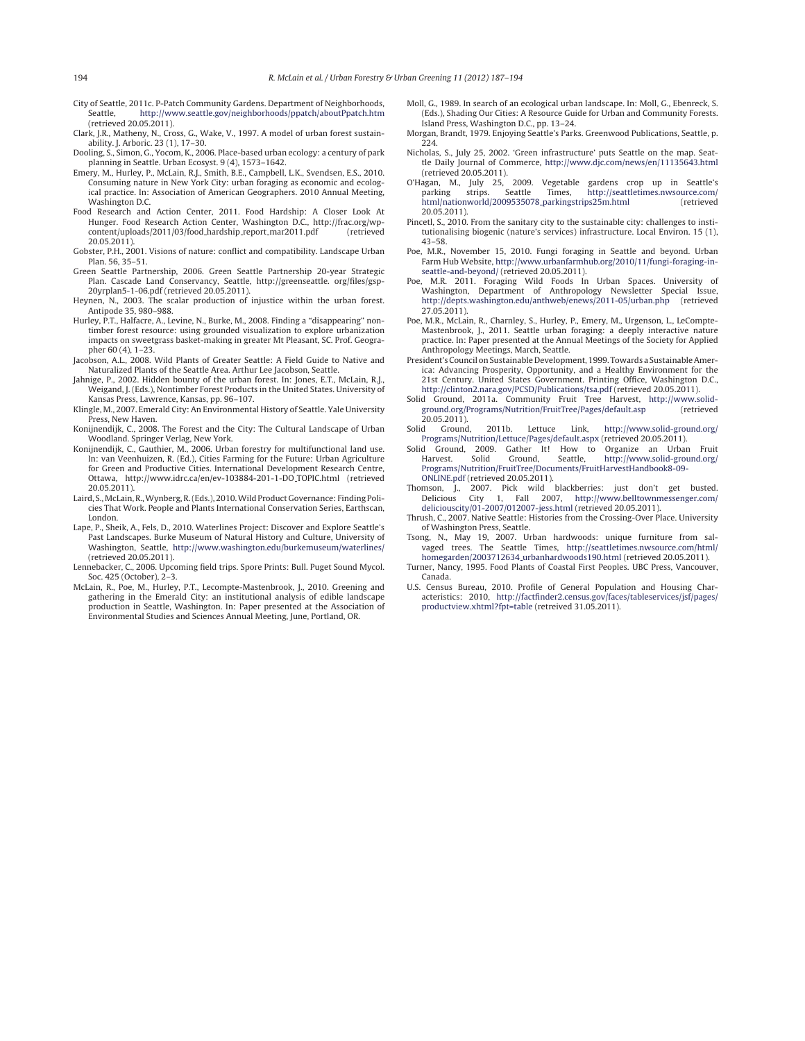City of Seattle, 2011c. P-Patch Community Gardens. Department of Neighborhoods, Seattle, http://www.seattle.gov/neighborhoods/ppatch/aboutPpatch.htm (retrieved 20.05.2011).

Clark, J.R., Matheny, N., Cross, G., Wake, V., 1997. A model of urban forest sustainability. J. Arboric. 23 (1), 17–30.

Dooling, S., Simon, G., Yocom, K., 2006. Place-based urban ecology: a century of park planning in Seattle. Urban Ecosyst. 9 (4), 1573–1642.

Emery, M., Hurley, P., McLain, R.J., Smith, B.E., Campbell, L.K., Svendsen, E.S., 2010. Consuming nature in New York City: urban foraging as economic and ecological practice. In: Association of American Geographers. 2010 Annual Meeting, Washington D.C.

Food Research and Action Center, 2011. Food Hardship: A Closer Look At Hunger. Food Research Action Center, Washington D.C., http://frac.org/wp-content/uploads/2011/03/food_hardship_report_mar2011.pdf (retrieved 20.05.2011).

Gobster, P.H., 2001. Visions of nature: conflict and compatibility. Landscape Urban Plan. 56, 35–51.

Green Seattle Partnership, 2006. Green Seattle Partnership 20-year Strategic Plan. Cascade Land Conservancy, Seattle, http://greenseattle. org/files/gsp-20yrplan5-1-06.pdf (retrieved 20.05.2011).

Heynen, N., 2003. The scalar production of injustice within the urban forest. Antipode 35, 980–988.

Hurley, P.T., Halfacre, A., Levine, N., Burke, M., 2008. Finding a "disappearing" nontimber forest resource: using grounded visualization to explore urbanization impacts on sweetgrass basket-making in greater Mt Pleasant, SC. Prof. Geographer 60 (4), 1–23.

Jacobson, A.L., 2008. Wild Plants of Greater Seattle: A Field Guide to Native and Naturalized Plants of the Seattle Area. Arthur Lee Jacobson, Seattle.

Jahnige, P., 2002. Hidden bounty of the urban forest. In: Jones, E.T., McLain, R.J., Weigand, J. (Eds.), Nontimber Forest Products in the United States. University of Kansas Press, Lawrence, Kansas, pp. 96–107.

Klingle, M., 2007. Emerald City: An Environmental History of Seattle. Yale University Press, New Haven.

Konijnendijk, C., 2008. The Forest and the City: The Cultural Landscape of Urban Woodland. Springer Verlag, New York.

Konijnendijk, C., Gauthier, M., 2006. Urban forestry for multifunctional land use. In: van Veenhuizen, R. (Ed.), Cities Farming for the Future: Urban Agriculture for Green and Productive Cities. International Development Research Centre, Ottawa, http://www.idrc.ca/en/ev-103884-201-1-DO_TOPIC.html (retrieved 20.05.2011).

Laird, S., McLain, R., Wynberg, R. (Eds.), 2010. Wild Product Governance: Finding Policies That Work. People and Plants International Conservation Series, Earthscan, London.

Lape, P., Sheik, A., Fels, D., 2010. Waterlines Project: Discover and Explore Seattle's Past Landscapes. Burke Museum of Natural History and Culture, University of Washington, Seattle, http://www.washington.edu/burkemuseum/waterlines/ (retrieved 20.05.2011).

Lennebacker, C., 2006. Upcoming field trips. Spore Prints: Bull. Puget Sound Mycol. Soc. 425 (October), 2–3.

McLain, R., Poe, M., Hurley, P.T., Lecompte-Mastenbrook, J., 2010. Greening and gathering in the Emerald City: an institutional analysis of edible landscape production in Seattle, Washington. In: Paper presented at the Association of Environmental Studies and Sciences Annual Meeting, June, Portland, OR.

Moll, G., 1989. In search of an ecological urban landscape. In: Moll, G., Ebenreck, S. (Eds.), Shading Our Cities: A Resource Guide for Urban and Community Forests. Island Press, Washington D.C., pp. 13–24.

Morgan, Brandt, 1979. Enjoying Seattle's Parks. Greenwood Publications, Seattle, p. 224.

Nicholas, S., July 25, 2002. 'Green infrastructure' puts Seattle on the map. Seattle Daily Journal of Commerce, http://www.djc.com/news/en/11135643.html (retrieved 20.05.2011).

O'Hagan, M., July 25, 2009. Vegetable gardens crop up in Seattle's parking strips. Seattle Times, http://seattletimes.nwsource.com/html/nationworld/2009535078_parkingstrips25m.html (retrieved 20.05.2011).

Pincetl, S., 2010. From the sanitary city to the sustainable city: challenges to institutionalising biogenic (nature's services) infrastructure. Local Environ. 15 (1), 43–58.

Poe, M.R., November 15, 2010. Fungi foraging in Seattle and beyond. Urban Farm Hub Website, http://www.urbanfarmhub.org/2010/11/fungi-foraging-in-seattle-and-beyond/ (retrieved 20.05.2011).

Poe, M.R. 2011. Foraging Wild Foods In Urban Spaces. University of Washington, Department of Anthropology Newsletter Special Issue, http://depts.washington.edu/anthweb/enews/2011-05/urban.php (retrieved 27.05.2011).

Poe, M.R., McLain, R., Charnley, S., Hurley, P., Emery, M., Urgenson, L., LeCompte-Mastenbrook, J., 2011. Seattle urban foraging: a deeply interactive nature practice. In: Paper presented at the Annual Meetings of the Society for Applied Anthropology Meetings, March, Seattle.

President's Council on Sustainable Development, 1999. Towards a Sustainable America: Advancing Prosperity, Opportunity, and a Healthy Environment for the 21st Century. United States Government. Printing Office, Washington D.C., http://clinton2.nara.gov/PCSD/Publications/tsa.pdf (retrieved 20.05.2011).

Solid Ground, 2011a. Community Fruit Tree Harvest, http://www.solid-ground.org/Programs/Nutrition/FruitTree/Pages/default.asp (retrieved 20.05.2011).

Solid Ground, 2011b. Lettuce Link, http://www.solid-ground.org/Programs/Nutrition/Lettuce/Pages/default.aspx (retrieved 20.05.2011).

Solid Ground, 2009. Gather It! How to Organize an Urban Fruit Harvest. Solid Ground, Seattle, http://www.solid-ground.org/Programs/Nutrition/FruitTree/Documents/FruitHarvestHandbook8-09-ONLINE.pdf (retrieved 20.05.2011).

Thomson, J., 2007. Pick wild blackberries: just don't get busted. Delicious City 1, Fall 2007, http://www.belltownmessenger.com/deliciouscity/01-2007/012007-jess.html (retrieved 20.05.2011).

Thrush, C., 2007. Native Seattle: Histories from the Crossing-Over Place. University of Washington Press, Seattle.

Tsong, N., May 19, 2007. Urban hardwoods: unique furniture from salvaged trees. The Seattle Times, http://seattletimes.nwsource.com/html/homegarden/2003712634_urbanhardwoods190.html (retrieved 20.05.2011).

Turner, Nancy, 1995. Food Plants of Coastal First Peoples. UBC Press, Vancouver, Canada.

U.S. Census Bureau, 2010. Profile of General Population and Housing Characteristics: 2010, http://factfinder2.census.gov/faces/tableservices/jsf/pages/productview.xhtml?fpt=table (retreived 31.05.2011).